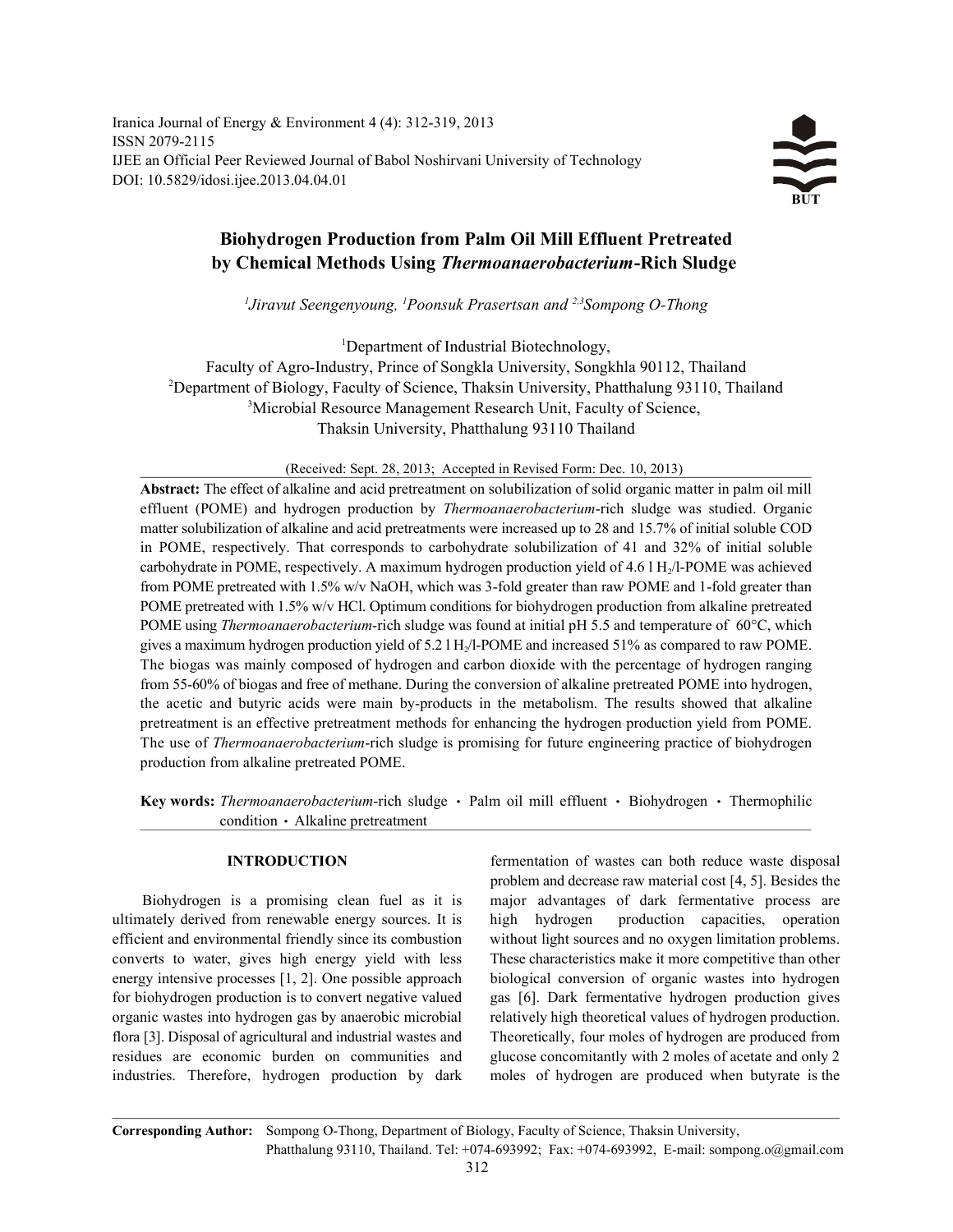Iranica Journal of Energy & Environment 4 (4): 312-319, 2013
ISSN 2079-2115
IJEE an Official Peer Reviewed Journal of Babol Noshirvani University of Technology
DOI: 10.5829/idosi.ijee.2013.04.04.01

# Biohydrogen Production from Palm Oil Mill Effluent Pretreated by Chemical Methods Using *Thermoanaerobacterium*-Rich Sludge

*[1]Jiravut Seengenyoung, [1]Poonsuk Prasertsan and [2,3]Sompong O-Thong*

[1]Department of Industrial Biotechnology, Faculty of Agro-Industry, Prince of Songkla University, Songkhla 90112, Thailand
[2]Department of Biology, Faculty of Science, Thaksin University, Phatthalung 93110, Thailand
[3]Microbial Resource Management Research Unit, Faculty of Science, Thaksin University, Phatthalung 93110 Thailand

(Received: Sept. 28, 2013; Accepted in Revised Form: Dec. 10, 2013)

**Abstract:** The effect of alkaline and acid pretreatment on solubilization of solid organic matter in palm oil mill effluent (POME) and hydrogen production by *Thermoanaerobacterium*-rich sludge was studied. Organic matter solubilization of alkaline and acid pretreatments were increased up to 28 and 15.7% of initial soluble COD in POME, respectively. That corresponds to carbohydrate solubilization of 41 and 32% of initial soluble carbohydrate in POME, respectively. A maximum hydrogen production yield of 4.6 l $H_2$/l-POME was achieved from POME pretreated with 1.5% w/v NaOH, which was 3-fold greater than raw POME and 1-fold greater than POME pretreated with 1.5% w/v HCl. Optimum conditions for biohydrogen production from alkaline pretreated POME using *Thermoanaerobacterium*-rich sludge was found at initial pH 5.5 and temperature of 60°C, which gives a maximum hydrogen production yield of 5.2 l $H_2$/l-POME and increased 51% as compared to raw POME. The biogas was mainly composed of hydrogen and carbon dioxide with the percentage of hydrogen ranging from 55-60% of biogas and free of methane. During the conversion of alkaline pretreated POME into hydrogen, the acetic and butyric acids were main by-products in the metabolism. The results showed that alkaline pretreatment is an effective pretreatment methods for enhancing the hydrogen production yield from POME. The use of *Thermoanaerobacterium*-rich sludge is promising for future engineering practice of biohydrogen production from alkaline pretreated POME.

**Key words:** *Thermoanaerobacterium*-rich sludge · Palm oil mill effluent · Biohydrogen · Thermophilic condition · Alkaline pretreatment

## INTRODUCTION

Biohydrogen is a promising clean fuel as it is ultimately derived from renewable energy sources. It is efficient and environmental friendly since its combustion converts to water, gives high energy yield with less energy intensive processes [1, 2]. One possible approach for biohydrogen production is to convert negative valued organic wastes into hydrogen gas by anaerobic microbial flora [3]. Disposal of agricultural and industrial wastes and residues are economic burden on communities and industries. Therefore, hydrogen production by dark fermentation of wastes can both reduce waste disposal problem and decrease raw material cost [4, 5]. Besides the major advantages of dark fermentative process are high hydrogen production capacities, operation without light sources and no oxygen limitation problems. These characteristics make it more competitive than other biological conversion of organic wastes into hydrogen gas [6]. Dark fermentative hydrogen production gives relatively high theoretical values of hydrogen production. Theoretically, four moles of hydrogen are produced from glucose concomitantly with 2 moles of acetate and only 2 moles of hydrogen are produced when butyrate is the

**Corresponding Author:** Sompong O-Thong, Department of Biology, Faculty of Science, Thaksin University, Phatthalung 93110, Thailand. Tel: +074-693992; Fax: +074-693992, E-mail: sompong.o@gmail.com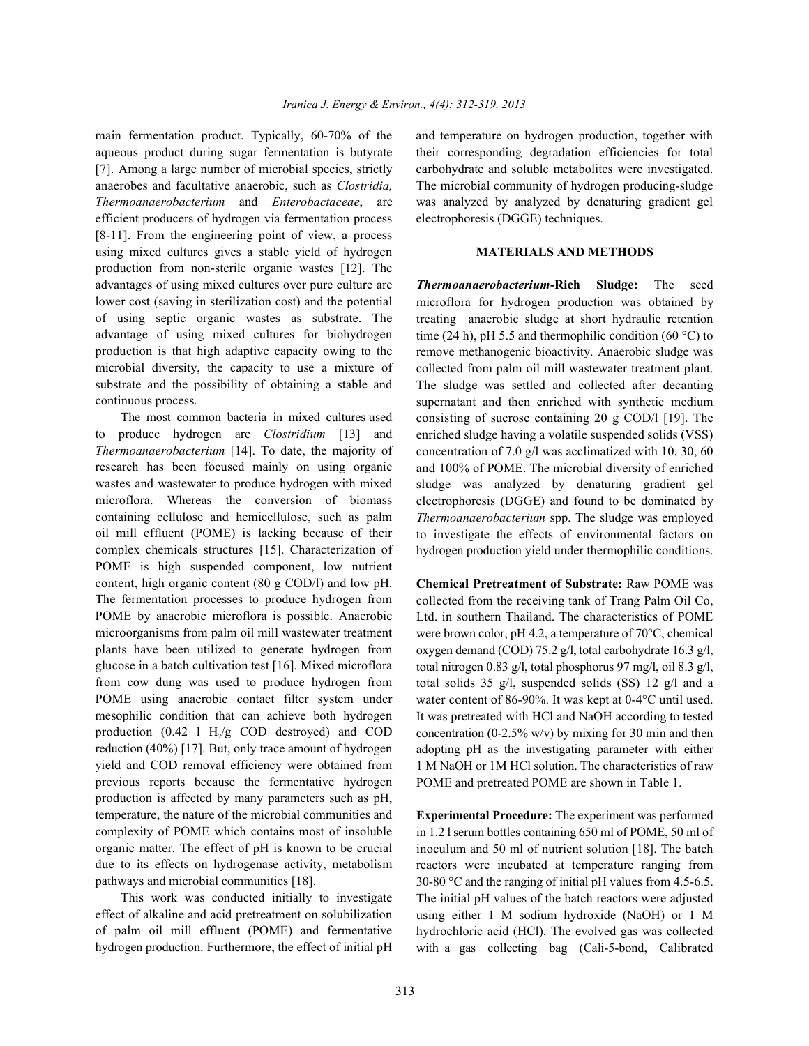main fermentation product. Typically, 60-70% of the aqueous product during sugar fermentation is butyrate [7]. Among a large number of microbial species, strictly anaerobes and facultative anaerobic, such as *Clostridia, Thermoanaerobacterium* and *Enterobactaceae*, are efficient producers of hydrogen via fermentation process [8-11]. From the engineering point of view, a process using mixed cultures gives a stable yield of hydrogen production from non-sterile organic wastes [12]. The advantages of using mixed cultures over pure culture are lower cost (saving in sterilization cost) and the potential of using septic organic wastes as substrate. The advantage of using mixed cultures for biohydrogen production is that high adaptive capacity owing to the microbial diversity, the capacity to use a mixture of substrate and the possibility of obtaining a stable and continuous process.

The most common bacteria in mixed cultures used to produce hydrogen are *Clostridium* [13] and *Thermoanaerobacterium* [14]. To date, the majority of research has been focused mainly on using organic wastes and wastewater to produce hydrogen with mixed microflora. Whereas the conversion of biomass containing cellulose and hemicellulose, such as palm oil mill effluent (POME) is lacking because of their complex chemicals structures [15]. Characterization of POME is high suspended component, low nutrient content, high organic content (80 g COD/l) and low pH. The fermentation processes to produce hydrogen from POME by anaerobic microflora is possible. Anaerobic microorganisms from palm oil mill wastewater treatment plants have been utilized to generate hydrogen from glucose in a batch cultivation test [16]. Mixed microflora from cow dung was used to produce hydrogen from POME using anaerobic contact filter system under mesophilic condition that can achieve both hydrogen production (0.42 l $H_2$/g COD destroyed) and COD reduction (40%) [17]. But, only trace amount of hydrogen yield and COD removal efficiency were obtained from previous reports because the fermentative hydrogen production is affected by many parameters such as pH, temperature, the nature of the microbial communities and complexity of POME which contains most of insoluble organic matter. The effect of pH is known to be crucial due to its effects on hydrogenase activity, metabolism pathways and microbial communities [18].

This work was conducted initially to investigate effect of alkaline and acid pretreatment on solubilization of palm oil mill effluent (POME) and fermentative hydrogen production. Furthermore, the effect of initial pH and temperature on hydrogen production, together with their corresponding degradation efficiencies for total carbohydrate and soluble metabolites were investigated. The microbial community of hydrogen producing-sludge was analyzed by analyzed by denaturing gradient gel electrophoresis (DGGE) techniques.

## MATERIALS AND METHODS

***Thermoanaerobacterium*-Rich Sludge:** The seed microflora for hydrogen production was obtained by treating anaerobic sludge at short hydraulic retention time (24 h), pH 5.5 and thermophilic condition (60 °C) to remove methanogenic bioactivity. Anaerobic sludge was collected from palm oil mill wastewater treatment plant. The sludge was settled and collected after decanting supernatant and then enriched with synthetic medium consisting of sucrose containing 20 g COD/l [19]. The enriched sludge having a volatile suspended solids (VSS) concentration of 7.0 g/l was acclimatized with 10, 30, 60 and 100% of POME. The microbial diversity of enriched sludge was analyzed by denaturing gradient gel electrophoresis (DGGE) and found to be dominated by *Thermoanaerobacterium* spp. The sludge was employed to investigate the effects of environmental factors on hydrogen production yield under thermophilic conditions.

**Chemical Pretreatment of Substrate:** Raw POME was collected from the receiving tank of Trang Palm Oil Co, Ltd. in southern Thailand. The characteristics of POME were brown color, pH 4.2, a temperature of 70°C, chemical oxygen demand (COD) 75.2 g/l, total carbohydrate 16.3 g/l, total nitrogen 0.83 g/l, total phosphorus 97 mg/l, oil 8.3 g/l, total solids 35 g/l, suspended solids (SS) 12 g/l and a water content of 86-90%. It was kept at 0-4°C until used. It was pretreated with HCl and NaOH according to tested concentration (0-2.5% w/v) by mixing for 30 min and then adopting pH as the investigating parameter with either 1 M NaOH or 1M HCl solution. The characteristics of raw POME and pretreated POME are shown in Table 1.

**Experimental Procedure:** The experiment was performed in 1.2 l serum bottles containing 650 ml of POME, 50 ml of inoculum and 50 ml of nutrient solution [18]. The batch reactors were incubated at temperature ranging from 30-80 °C and the ranging of initial pH values from 4.5-6.5. The initial pH values of the batch reactors were adjusted using either 1 M sodium hydroxide (NaOH) or 1 M hydrochloric acid (HCl). The evolved gas was collected with a gas collecting bag (Cali-5-bond, Calibrated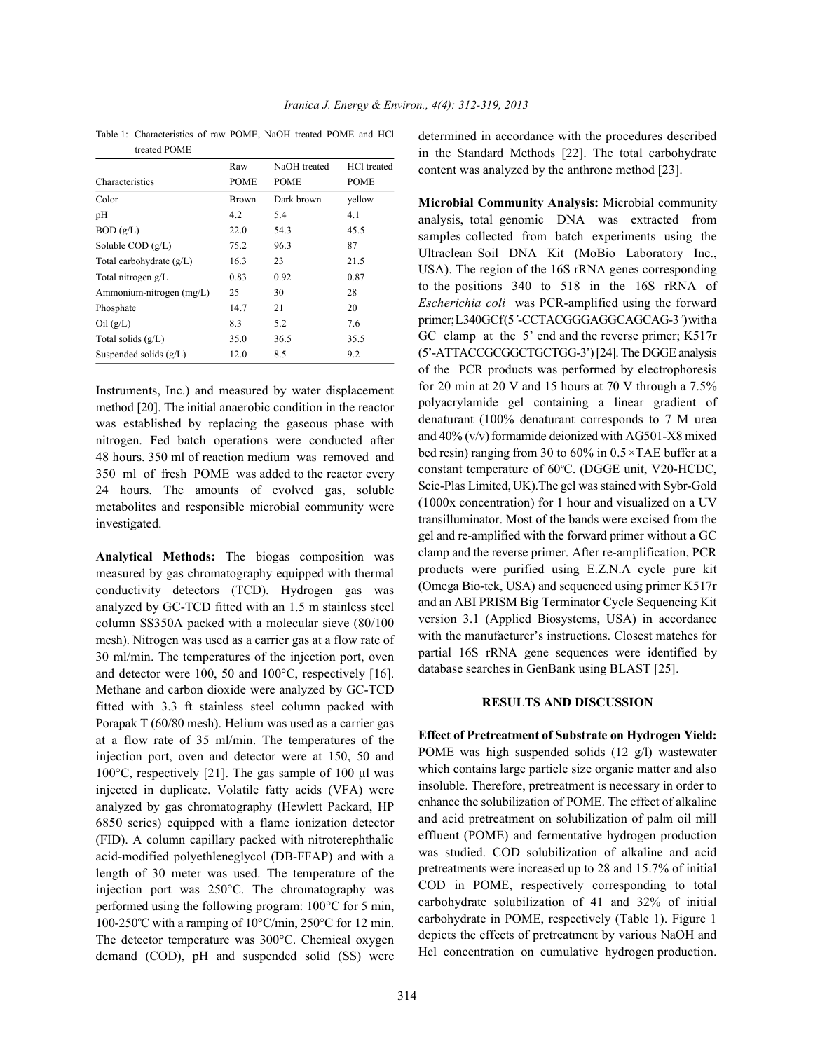Table 1: Characteristics of raw POME, NaOH treated POME and HCl treated POME

| Characteristics | Raw POME | NaOH treated POME | HCl treated POME |
|---|---|---|---|
| Color | Brown | Dark brown | yellow |
| pH | 4.2 | 5.4 | 4.1 |
| BOD (g/L) | 22.0 | 54.3 | 45.5 |
| Soluble COD (g/L) | 75.2 | 96.3 | 87 |
| Total carbohydrate (g/L) | 16.3 | 23 | 21.5 |
| Total nitrogen g/L | 0.83 | 0.92 | 0.87 |
| Ammonium-nitrogen (mg/L) | 25 | 30 | 28 |
| Phosphate | 14.7 | 21 | 20 |
| Oil (g/L) | 8.3 | 5.2 | 7.6 |
| Total solids (g/L) | 35.0 | 36.5 | 35.5 |
| Suspended solids (g/L) | 12.0 | 8.5 | 9.2 |

Instruments, Inc.) and measured by water displacement method [20]. The initial anaerobic condition in the reactor was established by replacing the gaseous phase with nitrogen. Fed batch operations were conducted after 48 hours. 350 ml of reaction medium was removed and 350 ml of fresh POME was added to the reactor every 24 hours. The amounts of evolved gas, soluble metabolites and responsible microbial community were investigated.

**Analytical Methods:** The biogas composition was measured by gas chromatography equipped with thermal conductivity detectors (TCD). Hydrogen gas was analyzed by GC-TCD fitted with an 1.5 m stainless steel column SS350A packed with a molecular sieve (80/100 mesh). Nitrogen was used as a carrier gas at a flow rate of 30 ml/min. The temperatures of the injection port, oven and detector were 100, 50 and 100°C, respectively [16]. Methane and carbon dioxide were analyzed by GC-TCD fitted with 3.3 ft stainless steel column packed with Porapak T (60/80 mesh). Helium was used as a carrier gas at a flow rate of 35 ml/min. The temperatures of the injection port, oven and detector were at 150, 50 and 100°C, respectively [21]. The gas sample of 100 µl was injected in duplicate. Volatile fatty acids (VFA) were analyzed by gas chromatography (Hewlett Packard, HP 6850 series) equipped with a flame ionization detector (FID). A column capillary packed with nitroterephthalic acid-modified polyethleneglycol (DB-FFAP) and with a length of 30 meter was used. The temperature of the injection port was 250°C. The chromatography was performed using the following program: 100°C for 5 min, 100-250°C with a ramping of 10°C/min, 250°C for 12 min. The detector temperature was 300°C. Chemical oxygen demand (COD), pH and suspended solid (SS) were determined in accordance with the procedures described in the Standard Methods [22]. The total carbohydrate content was analyzed by the anthrone method [23].

**Microbial Community Analysis:** Microbial community analysis, total genomic DNA was extracted from samples collected from batch experiments using the Ultraclean Soil DNA Kit (MoBio Laboratory Inc., USA). The region of the 16S rRNA genes corresponding to the positions 340 to 518 in the 16S rRNA of *Escherichia coli* was PCR-amplified using the forward primer; L340GCf(5′-CCTACGGGAGGCAGCAG-3′) with a GC clamp at the 5' end and the reverse primer; K517r (5'-ATTACCGCGGCTGCTGG-3') [24]. The DGGE analysis of the PCR products was performed by electrophoresis for 20 min at 20 V and 15 hours at 70 V through a 7.5% polyacrylamide gel containing a linear gradient of denaturant (100% denaturant corresponds to 7 M urea and 40% (v/v) formamide deionized with AG501-X8 mixed bed resin) ranging from 30 to 60% in 0.5×TAE buffer at a constant temperature of 60°C. (DGGE unit, V20-HCDC, Scie-Plas Limited, UK).The gel was stained with Sybr-Gold (1000x concentration) for 1 hour and visualized on a UV transilluminator. Most of the bands were excised from the gel and re-amplified with the forward primer without a GC clamp and the reverse primer. After re-amplification, PCR products were purified using E.Z.N.A cycle pure kit (Omega Bio-tek, USA) and sequenced using primer K517r and an ABI PRISM Big Terminator Cycle Sequencing Kit version 3.1 (Applied Biosystems, USA) in accordance with the manufacturer's instructions. Closest matches for partial 16S rRNA gene sequences were identified by database searches in GenBank using BLAST [25].

## RESULTS AND DISCUSSION

**Effect of Pretreatment of Substrate on Hydrogen Yield:** POME was high suspended solids (12 g/l) wastewater which contains large particle size organic matter and also insoluble. Therefore, pretreatment is necessary in order to enhance the solubilization of POME. The effect of alkaline and acid pretreatment on solubilization of palm oil mill effluent (POME) and fermentative hydrogen production was studied. COD solubilization of alkaline and acid pretreatments were increased up to 28 and 15.7% of initial COD in POME, respectively corresponding to total carbohydrate solubilization of 41 and 32% of initial carbohydrate in POME, respectively (Table 1). Figure 1 depicts the effects of pretreatment by various NaOH and Hcl concentration on cumulative hydrogen production.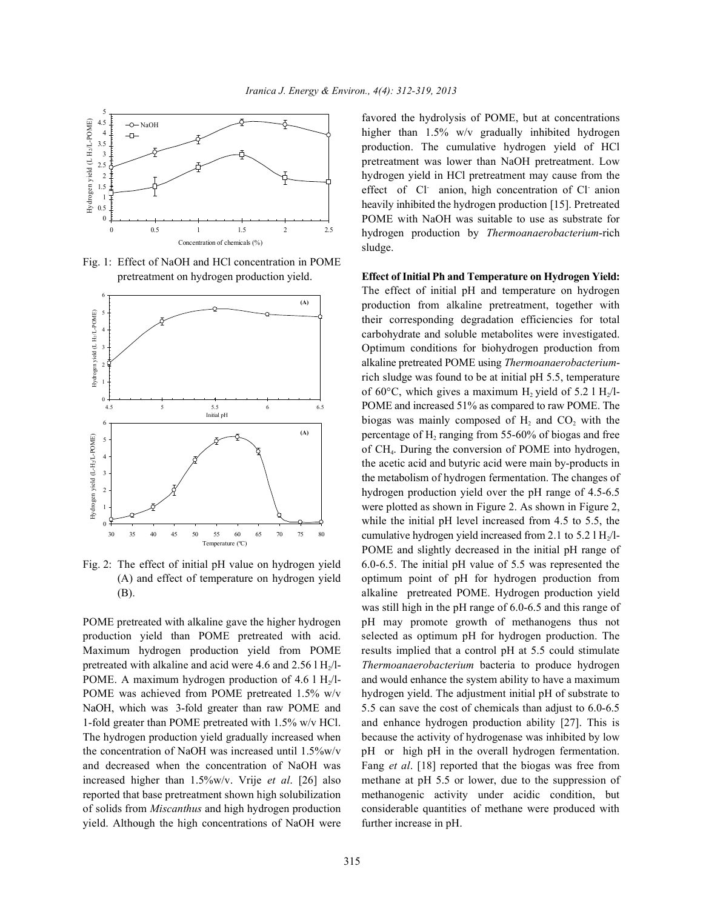Fig. 1: Effect of NaOH and HCl concentration in POME pretreatment on hydrogen production yield.

Fig. 2: The effect of initial pH value on hydrogen yield (A) and effect of temperature on hydrogen yield (B).

POME pretreated with alkaline gave the higher hydrogen production yield than POME pretreated with acid. Maximum hydrogen production yield from POME pretreated with alkaline and acid were 4.6 and 2.56 l $H_2$/l-POME. A maximum hydrogen production of 4.6 l $H_2$/l-POME was achieved from POME pretreated 1.5% w/v NaOH, which was 3-fold greater than raw POME and 1-fold greater than POME pretreated with 1.5% w/v HCl. The hydrogen production yield gradually increased when the concentration of NaOH was increased until 1.5%w/v and decreased when the concentration of NaOH was increased higher than 1.5%w/v. Vrije *et al*. [26] also reported that base pretreatment shown high solubilization of solids from *Miscanthus* and high hydrogen production yield. Although the high concentrations of NaOH were favored the hydrolysis of POME, but at concentrations higher than 1.5% w/v gradually inhibited hydrogen production. The cumulative hydrogen yield of HCl pretreatment was lower than NaOH pretreatment. Low hydrogen yield in HCl pretreatment may cause from the effect of $Cl^-$ anion, high concentration of $Cl^-$ anion heavily inhibited the hydrogen production [15]. Pretreated POME with NaOH was suitable to use as substrate for hydrogen production by *Thermoanaerobacterium*-rich sludge.

**Effect of Initial Ph and Temperature on Hydrogen Yield:** The effect of initial pH and temperature on hydrogen production from alkaline pretreatment, together with their corresponding degradation efficiencies for total carbohydrate and soluble metabolites were investigated. Optimum conditions for biohydrogen production from alkaline pretreated POME using *Thermoanaerobacterium*-rich sludge was found to be at initial pH 5.5, temperature of 60°C, which gives a maximum $H_2$ yield of 5.2 l $H_2$/l-POME and increased 51% as compared to raw POME. The biogas was mainly composed of $H_2$ and $CO_2$ with the percentage of $H_2$ ranging from 55-60% of biogas and free of $CH_4$. During the conversion of POME into hydrogen, the acetic acid and butyric acid were main by-products in the metabolism of hydrogen fermentation. The changes of hydrogen production yield over the pH range of 4.5-6.5 were plotted as shown in Figure 2. As shown in Figure 2, while the initial pH level increased from 4.5 to 5.5, the cumulative hydrogen yield increased from 2.1 to 5.2 l $H_2$/l-POME and slightly decreased in the initial pH range of 6.0-6.5. The initial pH value of 5.5 was represented the optimum point of pH for hydrogen production from alkaline pretreated POME. Hydrogen production yield was still high in the pH range of 6.0-6.5 and this range of pH may promote growth of methanogens thus not selected as optimum pH for hydrogen production. The results implied that a control pH at 5.5 could stimulate *Thermoanaerobacterium* bacteria to produce hydrogen and would enhance the system ability to have a maximum hydrogen yield. The adjustment initial pH of substrate to 5.5 can save the cost of chemicals than adjust to 6.0-6.5 and enhance hydrogen production ability [27]. This is because the activity of hydrogenase was inhibited by low pH or high pH in the overall hydrogen fermentation. Fang *et al*. [18] reported that the biogas was free from methane at pH 5.5 or lower, due to the suppression of methanogenic activity under acidic condition, but considerable quantities of methane were produced with further increase in pH.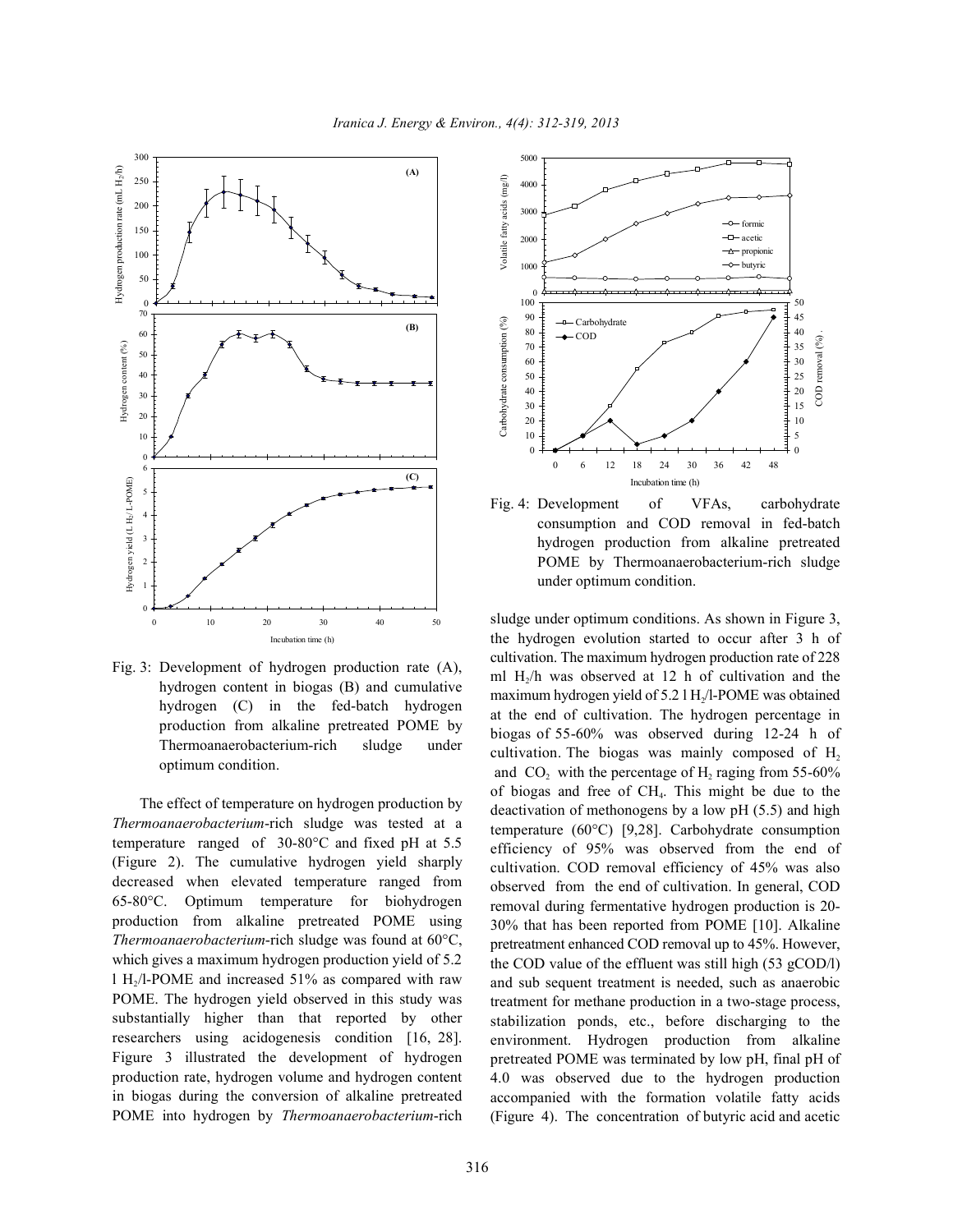Fig. 3: Development of hydrogen production rate (A), hydrogen content in biogas (B) and cumulative hydrogen (C) in the fed-batch hydrogen production from alkaline pretreated POME by Thermoanaerobacterium-rich sludge under optimum condition.

Fig. 4: Development of VFAs, carbohydrate consumption and COD removal in fed-batch hydrogen production from alkaline pretreated POME by Thermoanaerobacterium-rich sludge under optimum condition.

The effect of temperature on hydrogen production by *Thermoanaerobacterium*-rich sludge was tested at a temperature ranged of 30-80°C and fixed pH at 5.5 (Figure 2). The cumulative hydrogen yield sharply decreased when elevated temperature ranged from 65-80°C. Optimum temperature for biohydrogen production from alkaline pretreated POME using *Thermoanaerobacterium*-rich sludge was found at 60°C, which gives a maximum hydrogen production yield of 5.2 l $H_2$/l-POME and increased 51% as compared with raw POME. The hydrogen yield observed in this study was substantially higher than that reported by other researchers using acidogenesis condition [16, 28]. Figure 3 illustrated the development of hydrogen production rate, hydrogen volume and hydrogen content in biogas during the conversion of alkaline pretreated POME into hydrogen by *Thermoanaerobacterium*-rich sludge under optimum conditions. As shown in Figure 3, the hydrogen evolution started to occur after 3 h of cultivation. The maximum hydrogen production rate of 228 ml $H_2$/h was observed at 12 h of cultivation and the maximum hydrogen yield of 5.2 l $H_2$/l-POME was obtained at the end of cultivation. The hydrogen percentage in biogas of 55-60% was observed during 12-24 h of cultivation. The biogas was mainly composed of $H_2$ and $CO_2$ with the percentage of $H_2$ raging from 55-60% of biogas and free of $CH_4$. This might be due to the deactivation of methonogens by a low pH (5.5) and high temperature (60°C) [9,28]. Carbohydrate consumption efficiency of 95% was observed from the end of cultivation. COD removal efficiency of 45% was also observed from the end of cultivation. In general, COD removal during fermentative hydrogen production is 20-30% that has been reported from POME [10]. Alkaline pretreatment enhanced COD removal up to 45%. However, the COD value of the effluent was still high (53 gCOD/l) and sub sequent treatment is needed, such as anaerobic treatment for methane production in a two-stage process, stabilization ponds, etc., before discharging to the environment. Hydrogen production from alkaline pretreated POME was terminated by low pH, final pH of 4.0 was observed due to the hydrogen production accompanied with the formation volatile fatty acids (Figure 4). The concentration of butyric acid and acetic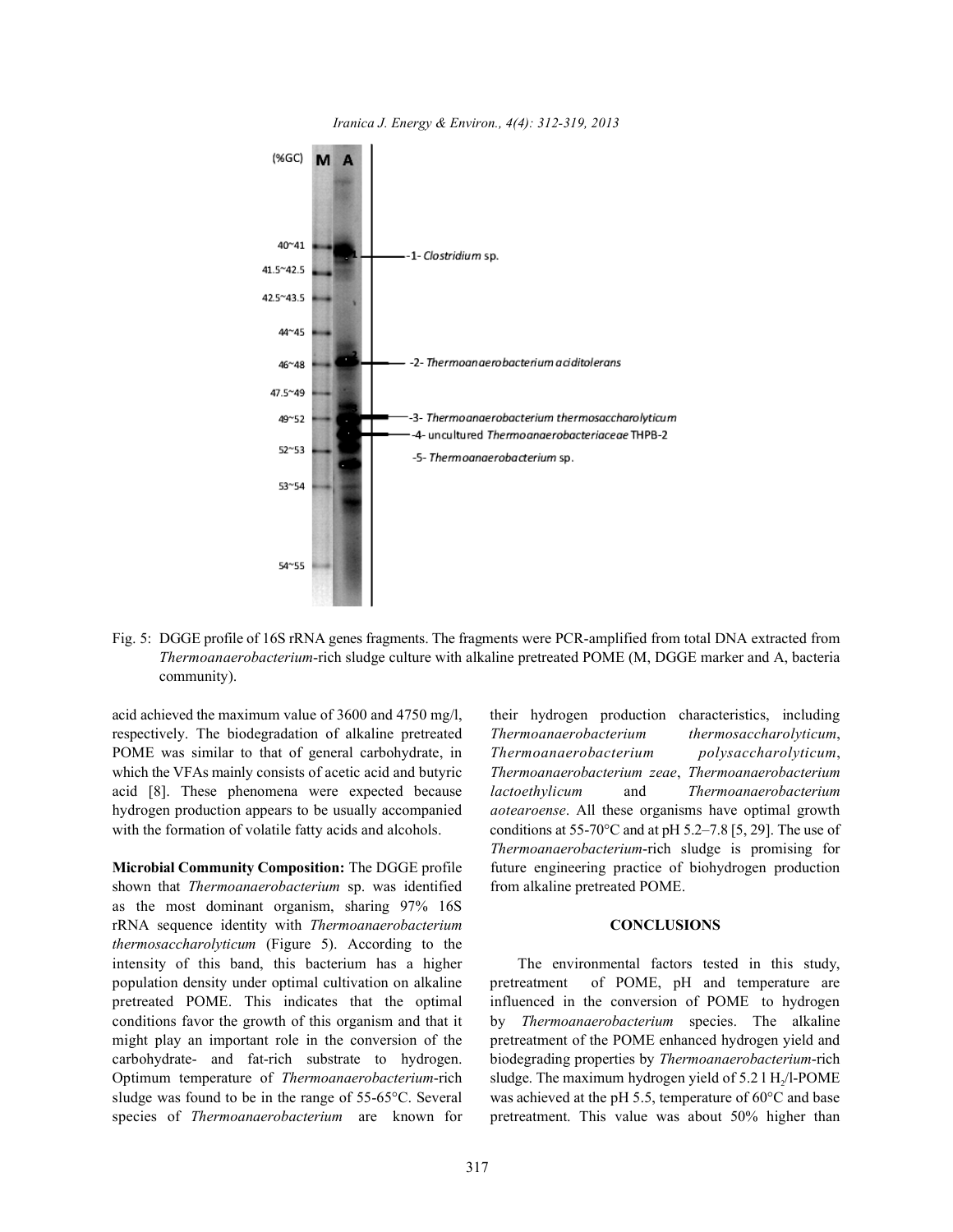Fig. 5: DGGE profile of 16S rRNA genes fragments. The fragments were PCR-amplified from total DNA extracted from *Thermoanaerobacterium*-rich sludge culture with alkaline pretreated POME (M, DGGE marker and A, bacteria community).

acid achieved the maximum value of 3600 and 4750 mg/l, respectively. The biodegradation of alkaline pretreated POME was similar to that of general carbohydrate, in which the VFAs mainly consists of acetic acid and butyric acid [8]. These phenomena were expected because hydrogen production appears to be usually accompanied with the formation of volatile fatty acids and alcohols.

**Microbial Community Composition:** The DGGE profile shown that *Thermoanaerobacterium* sp. was identified as the most dominant organism, sharing 97% 16S rRNA sequence identity with *Thermoanaerobacterium thermosaccharolyticum* (Figure 5). According to the intensity of this band, this bacterium has a higher population density under optimal cultivation on alkaline pretreated POME. This indicates that the optimal conditions favor the growth of this organism and that it might play an important role in the conversion of the carbohydrate- and fat-rich substrate to hydrogen. Optimum temperature of *Thermoanaerobacterium*-rich sludge was found to be in the range of 55-65°C. Several species of *Thermoanaerobacterium* are known for their hydrogen production characteristics, including *Thermoanaerobacterium thermosaccharolyticum*, *Thermoanaerobacterium polysaccharolyticum*, *Thermoanaerobacterium zeae*, *Thermoanaerobacterium lactoethylicum* and *Thermoanaerobacterium aotearoense*. All these organisms have optimal growth conditions at 55-70°C and at pH 5.2–7.8 [5, 29]. The use of *Thermoanaerobacterium*-rich sludge is promising for future engineering practice of biohydrogen production from alkaline pretreated POME.

## CONCLUSIONS

The environmental factors tested in this study, pretreatment of POME, pH and temperature are influenced in the conversion of POME to hydrogen by *Thermoanaerobacterium* species. The alkaline pretreatment of the POME enhanced hydrogen yield and biodegrading properties by *Thermoanaerobacterium*-rich sludge. The maximum hydrogen yield of 5.2 l $H_2$/l-POME was achieved at the pH 5.5, temperature of 60°C and base pretreatment. This value was about 50% higher than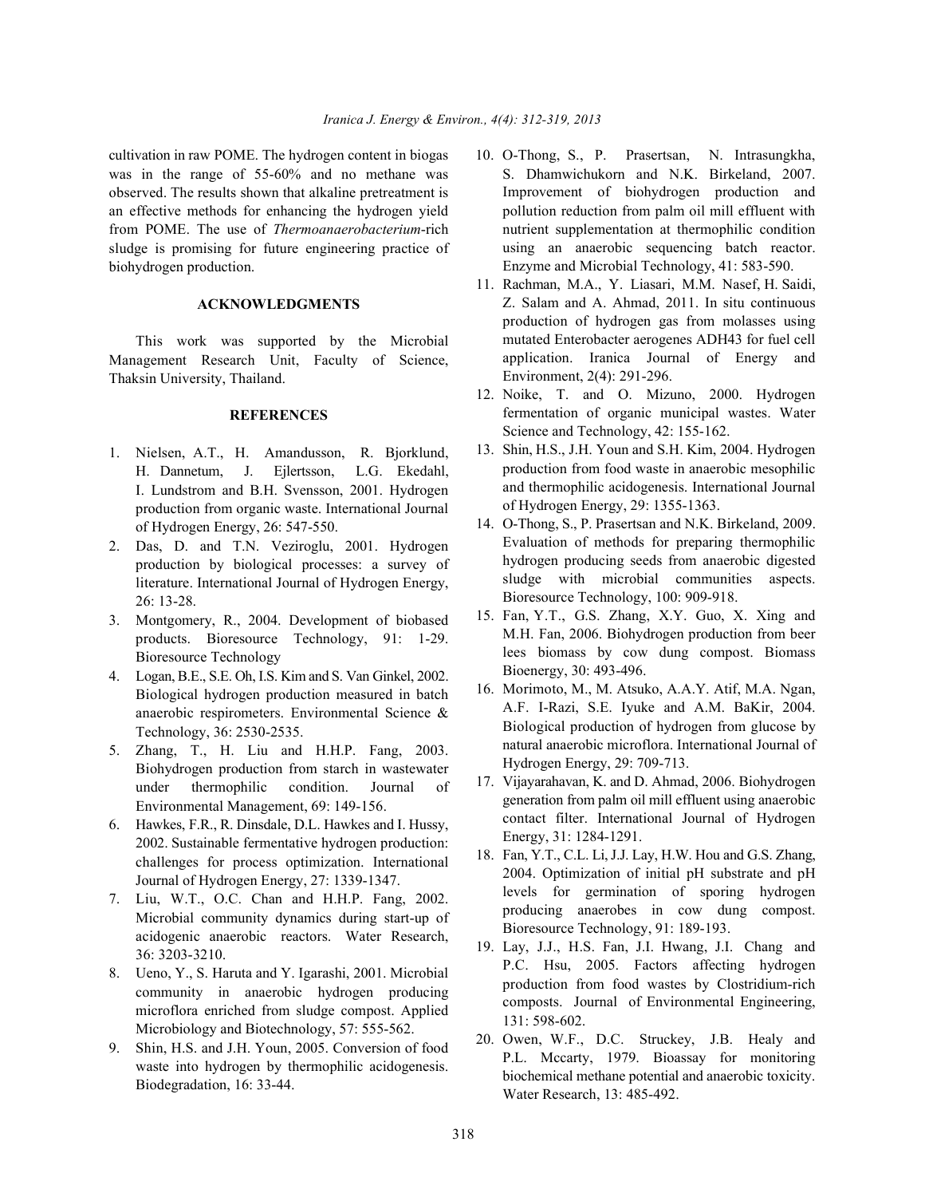cultivation in raw POME. The hydrogen content in biogas was in the range of 55-60% and no methane was observed. The results shown that alkaline pretreatment is an effective methods for enhancing the hydrogen yield from POME. The use of *Thermoanaerobacterium*-rich sludge is promising for future engineering practice of biohydrogen production.

## ACKNOWLEDGMENTS

This work was supported by the Microbial Management Research Unit, Faculty of Science, Thaksin University, Thailand.

## REFERENCES

1. Nielsen, A.T., H. Amandusson, R. Bjorklund, H. Dannetum, J. Ejlertsson, L.G. Ekedahl, I. Lundstrom and B.H. Svensson, 2001. Hydrogen production from organic waste. International Journal of Hydrogen Energy, 26: 547-550.
2. Das, D. and T.N. Veziroglu, 2001. Hydrogen production by biological processes: a survey of literature. International Journal of Hydrogen Energy, 26: 13-28.
3. Montgomery, R., 2004. Development of biobased products. Bioresource Technology, 91: 1-29. Bioresource Technology
4. Logan, B.E., S.E. Oh, I.S. Kim and S. Van Ginkel, 2002. Biological hydrogen production measured in batch anaerobic respirometers. Environmental Science & Technology, 36: 2530-2535.
5. Zhang, T., H. Liu and H.H.P. Fang, 2003. Biohydrogen production from starch in wastewater under thermophilic condition. Journal of Environmental Management, 69: 149-156.
6. Hawkes, F.R., R. Dinsdale, D.L. Hawkes and I. Hussy, 2002. Sustainable fermentative hydrogen production: challenges for process optimization. International Journal of Hydrogen Energy, 27: 1339-1347.
7. Liu, W.T., O.C. Chan and H.H.P. Fang, 2002. Microbial community dynamics during start-up of acidogenic anaerobic reactors. Water Research, 36: 3203-3210.
8. Ueno, Y., S. Haruta and Y. Igarashi, 2001. Microbial community in anaerobic hydrogen producing microflora enriched from sludge compost. Applied Microbiology and Biotechnology, 57: 555-562.
9. Shin, H.S. and J.H. Youn, 2005. Conversion of food waste into hydrogen by thermophilic acidogenesis. Biodegradation, 16: 33-44.
10. O-Thong, S., P. Prasertsan, N. Intrasungkha, S. Dhamwichukorn and N.K. Birkeland, 2007. Improvement of biohydrogen production and pollution reduction from palm oil mill effluent with nutrient supplementation at thermophilic condition using an anaerobic sequencing batch reactor. Enzyme and Microbial Technology, 41: 583-590.
11. Rachman, M.A., Y. Liasari, M.M. Nasef, H. Saidi, Z. Salam and A. Ahmad, 2011. In situ continuous production of hydrogen gas from molasses using mutated Enterobacter aerogenes ADH43 for fuel cell application. Iranica Journal of Energy and Environment, 2(4): 291-296.
12. Noike, T. and O. Mizuno, 2000. Hydrogen fermentation of organic municipal wastes. Water Science and Technology, 42: 155-162.
13. Shin, H.S., J.H. Youn and S.H. Kim, 2004. Hydrogen production from food waste in anaerobic mesophilic and thermophilic acidogenesis. International Journal of Hydrogen Energy, 29: 1355-1363.
14. O-Thong, S., P. Prasertsan and N.K. Birkeland, 2009. Evaluation of methods for preparing thermophilic hydrogen producing seeds from anaerobic digested sludge with microbial communities aspects. Bioresource Technology, 100: 909-918.
15. Fan, Y.T., G.S. Zhang, X.Y. Guo, X. Xing and M.H. Fan, 2006. Biohydrogen production from beer lees biomass by cow dung compost. Biomass Bioenergy, 30: 493-496.
16. Morimoto, M., M. Atsuko, A.A.Y. Atif, M.A. Ngan, A.F. I-Razi, S.E. Iyuke and A.M. BaKir, 2004. Biological production of hydrogen from glucose by natural anaerobic microflora. International Journal of Hydrogen Energy, 29: 709-713.
17. Vijayarahavan, K. and D. Ahmad, 2006. Biohydrogen generation from palm oil mill effluent using anaerobic contact filter. International Journal of Hydrogen Energy, 31: 1284-1291.
18. Fan, Y.T., C.L. Li, J.J. Lay, H.W. Hou and G.S. Zhang, 2004. Optimization of initial pH substrate and pH levels for germination of sporing hydrogen producing anaerobes in cow dung compost. Bioresource Technology, 91: 189-193.
19. Lay, J.J., H.S. Fan, J.I. Hwang, J.I. Chang and P.C. Hsu, 2005. Factors affecting hydrogen production from food wastes by Clostridium-rich composts. Journal of Environmental Engineering, 131: 598-602.
20. Owen, W.F., D.C. Struckey, J.B. Healy and P.L. Mccarty, 1979. Bioassay for monitoring biochemical methane potential and anaerobic toxicity. Water Research, 13: 485-492.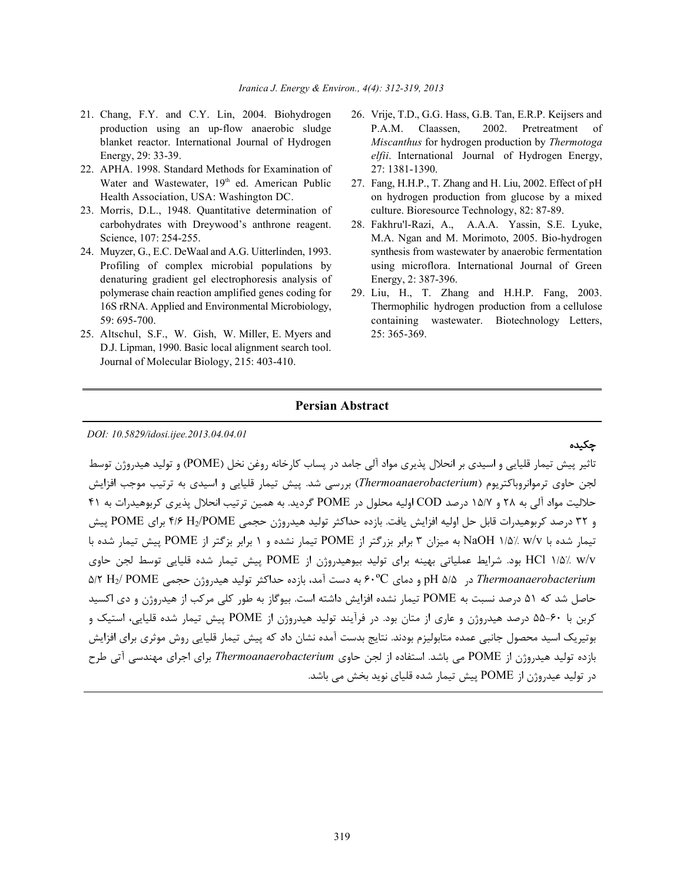21. Chang, F.Y. and C.Y. Lin, 2004. Biohydrogen production using an up-flow anaerobic sludge blanket reactor. International Journal of Hydrogen Energy, 29: 33-39.
22. APHA. 1998. Standard Methods for Examination of Water and Wastewater, 19th ed. American Public Health Association, USA: Washington DC.
23. Morris, D.L., 1948. Quantitative determination of carbohydrates with Dreywood's anthrone reagent. Science, 107: 254-255.
24. Muyzer, G., E.C. DeWaal and A.G. Uitterlinden, 1993. Profiling of complex microbial populations by denaturing gradient gel electrophoresis analysis of polymerase chain reaction amplified genes coding for 16S rRNA. Applied and Environmental Microbiology, 59: 695-700.
25. Altschul, S.F., W. Gish, W. Miller, E. Myers and D.J. Lipman, 1990. Basic local alignment search tool. Journal of Molecular Biology, 215: 403-410.
26. Vrije, T.D., G.G. Hass, G.B. Tan, E.R.P. Keijsers and P.A.M. Claassen, 2002. Pretreatment of *Miscanthus* for hydrogen production by *Thermotoga elfii*. International Journal of Hydrogen Energy, 27: 1381-1390.
27. Fang, H.H.P., T. Zhang and H. Liu, 2002. Effect of pH on hydrogen production from glucose by a mixed culture. Bioresource Technology, 82: 87-89.
28. Fakhru'l-Razi, A., A.A.A. Yassin, S.E. Lyuke, M.A. Ngan and M. Morimoto, 2005. Bio-hydrogen synthesis from wastewater by anaerobic fermentation using microflora. International Journal of Green Energy, 2: 387-396.
29. Liu, H., T. Zhang and H.H.P. Fang, 2003. Thermophilic hydrogen production from a cellulose containing wastewater. Biotechnology Letters, 25: 365-369.

## Persian Abstract

*DOI: 10.5829/idosi.ijee.2013.04.04.01*

**چکیده**

تاثیر پیش تیمار قلیایی و اسیدی بر انحلال پذیری مواد آلی جامد در پساب کارخانه روغن نخل (POME) و تولید هیدروژن توسط لجن حاوی ترموانروباکتریوم (*Thermoanaerobacterium*) بررسی شد. پیش تیمار قلیایی و اسیدی به ترتیب موجب افزایش حلالیت مواد آلی به ۲۸ و ۱۵/۷ درصد COD اولیه محلول در POME گردید. به همین ترتیب انحلال پذیری کربوهیدرات به ۴۱ و ۳۲ درصد کربوهیدرات قابل حل اولیه افزایش یافت. بازده حداکثر تولید هیدروژن حجمی ۴/۶ $H_2$/POME برای POME پیش تیمار شده با NaOH ۱/۵٪ w/v به میزان ۳ برابر بزرگتر از POME تیمار نشده و ۱ برابر بزرگتر از POME پیش تیمار شده با HCl ۱/۵٪ w/v بود. شرایط عملیاتی بهینه برای تولید بیوهیدروژن از POME پیش تیمار شده قلیایی توسط لجن حاوی *Thermoanaerobacterium* در pH ۵/۵ و دمای ۶۰°C به دست آمد، بازده حداکثر تولید هیدروژن حجمی ۵/۲ $H_2$/ POME حاصل شد که ۵۱ درصد نسبت به POME تیمار نشده افزایش داشته است. بیوگاز به طور کلی مرکب از هیدروژن و دی اکسید کربن با ۶۰-۵۵ درصد هیدروژن و عاری از متان بود. در فرآیند تولید هیدروژن از POME پیش تیمار شده قلیایی، استیک و بوتیریک اسید محصول جانبی عمده متابولیزم بودند. نتایج بدست آمده نشان داد که پیش تیمار قلیایی روش موثری برای افزایش بازده تولید هیدروژن از POME می باشد. استفاده از لجن حاوی *Thermoanaerobacterium* برای اجرای مهندسی آتی طرح در تولید عیدروژن از POME پیش تیمار شده قلیای نوید بخش می باشد.